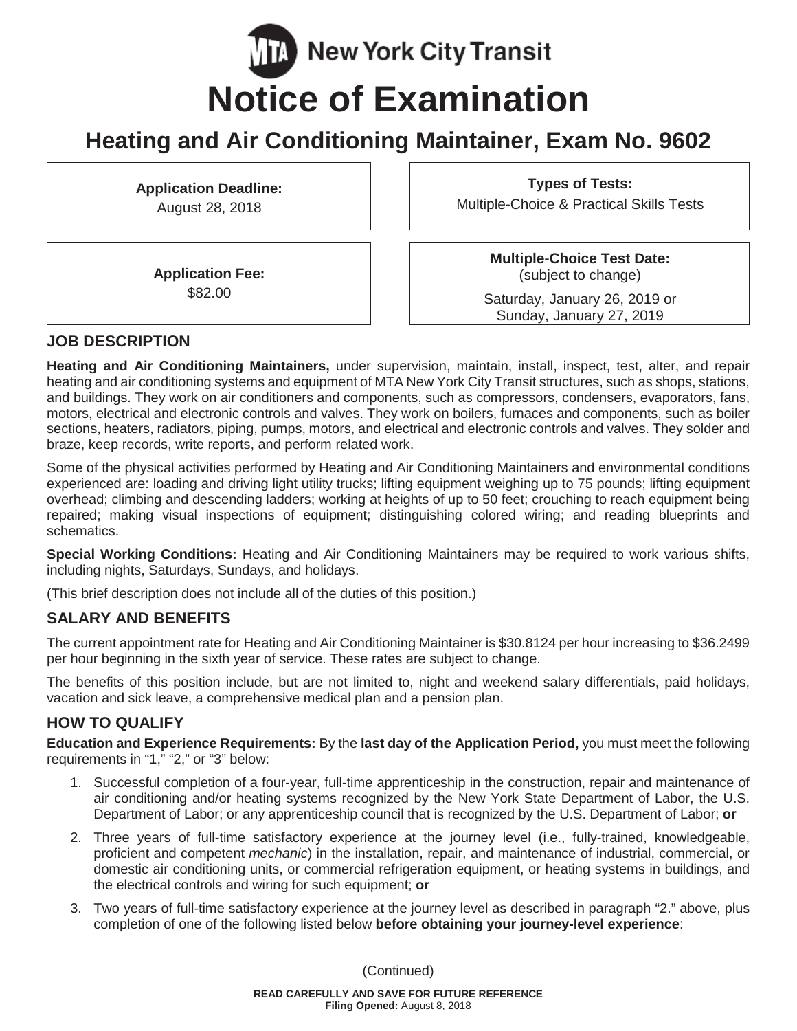# MTA New York City Transit

# Notice of Examination

## Heating and Air Conditioning Maintainer, Exam No. 9602

**Application Deadline:**
August 28, 2018

**Types of Tests:**
Multiple-Choice & Practical Skills Tests

**Application Fee:**
$82.00

**Multiple-Choice Test Date:**
(subject to change)

Saturday, January 26, 2019 or
Sunday, January 27, 2019

### JOB DESCRIPTION

**Heating and Air Conditioning Maintainers,** under supervision, maintain, install, inspect, test, alter, and repair heating and air conditioning systems and equipment of MTA New York City Transit structures, such as shops, stations, and buildings. They work on air conditioners and components, such as compressors, condensers, evaporators, fans, motors, electrical and electronic controls and valves. They work on boilers, furnaces and components, such as boiler sections, heaters, radiators, piping, pumps, motors, and electrical and electronic controls and valves. They solder and braze, keep records, write reports, and perform related work.

Some of the physical activities performed by Heating and Air Conditioning Maintainers and environmental conditions experienced are: loading and driving light utility trucks; lifting equipment weighing up to 75 pounds; lifting equipment overhead; climbing and descending ladders; working at heights of up to 50 feet; crouching to reach equipment being repaired; making visual inspections of equipment; distinguishing colored wiring; and reading blueprints and schematics.

**Special Working Conditions:** Heating and Air Conditioning Maintainers may be required to work various shifts, including nights, Saturdays, Sundays, and holidays.

(This brief description does not include all of the duties of this position.)

### SALARY AND BENEFITS

The current appointment rate for Heating and Air Conditioning Maintainer is $30.8124 per hour increasing to $36.2499 per hour beginning in the sixth year of service. These rates are subject to change.

The benefits of this position include, but are not limited to, night and weekend salary differentials, paid holidays, vacation and sick leave, a comprehensive medical plan and a pension plan.

### HOW TO QUALIFY

**Education and Experience Requirements:** By the **last day of the Application Period,** you must meet the following requirements in "1," "2," or "3" below:

1. Successful completion of a four-year, full-time apprenticeship in the construction, repair and maintenance of air conditioning and/or heating systems recognized by the New York State Department of Labor, the U.S. Department of Labor; or any apprenticeship council that is recognized by the U.S. Department of Labor; **or**
2. Three years of full-time satisfactory experience at the journey level (i.e., fully-trained, knowledgeable, proficient and competent *mechanic*) in the installation, repair, and maintenance of industrial, commercial, or domestic air conditioning units, or commercial refrigeration equipment, or heating systems in buildings, and the electrical controls and wiring for such equipment; **or**
3. Two years of full-time satisfactory experience at the journey level as described in paragraph "2." above, plus completion of one of the following listed below **before obtaining your journey-level experience**:

(Continued)

**READ CAREFULLY AND SAVE FOR FUTURE REFERENCE**
**Filing Opened:** August 8, 2018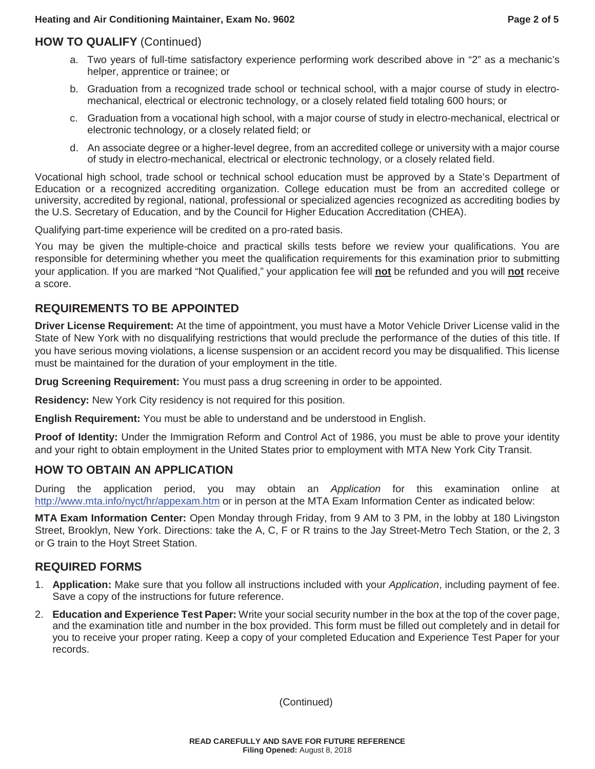## HOW TO QUALIFY (Continued)

a. Two years of full-time satisfactory experience performing work described above in "2" as a mechanic's helper, apprentice or trainee; or

b. Graduation from a recognized trade school or technical school, with a major course of study in electro-mechanical, electrical or electronic technology, or a closely related field totaling 600 hours; or

c. Graduation from a vocational high school, with a major course of study in electro-mechanical, electrical or electronic technology, or a closely related field; or

d. An associate degree or a higher-level degree, from an accredited college or university with a major course of study in electro-mechanical, electrical or electronic technology, or a closely related field.

Vocational high school, trade school or technical school education must be approved by a State's Department of Education or a recognized accrediting organization. College education must be from an accredited college or university, accredited by regional, national, professional or specialized agencies recognized as accrediting bodies by the U.S. Secretary of Education, and by the Council for Higher Education Accreditation (CHEA).

Qualifying part-time experience will be credited on a pro-rated basis.

You may be given the multiple-choice and practical skills tests before we review your qualifications. You are responsible for determining whether you meet the qualification requirements for this examination prior to submitting your application. If you are marked "Not Qualified," your application fee will **not** be refunded and you will **not** receive a score.

## REQUIREMENTS TO BE APPOINTED

**Driver License Requirement:** At the time of appointment, you must have a Motor Vehicle Driver License valid in the State of New York with no disqualifying restrictions that would preclude the performance of the duties of this title. If you have serious moving violations, a license suspension or an accident record you may be disqualified. This license must be maintained for the duration of your employment in the title.

**Drug Screening Requirement:** You must pass a drug screening in order to be appointed.

**Residency:** New York City residency is not required for this position.

**English Requirement:** You must be able to understand and be understood in English.

**Proof of Identity:** Under the Immigration Reform and Control Act of 1986, you must be able to prove your identity and your right to obtain employment in the United States prior to employment with MTA New York City Transit.

## HOW TO OBTAIN AN APPLICATION

During the application period, you may obtain an *Application* for this examination online at http://www.mta.info/nyct/hr/appexam.htm or in person at the MTA Exam Information Center as indicated below:

**MTA Exam Information Center:** Open Monday through Friday, from 9 AM to 3 PM, in the lobby at 180 Livingston Street, Brooklyn, New York. Directions: take the A, C, F or R trains to the Jay Street-Metro Tech Station, or the 2, 3 or G train to the Hoyt Street Station.

## REQUIRED FORMS

1. **Application:** Make sure that you follow all instructions included with your *Application*, including payment of fee. Save a copy of the instructions for future reference.
2. **Education and Experience Test Paper:** Write your social security number in the box at the top of the cover page, and the examination title and number in the box provided. This form must be filled out completely and in detail for you to receive your proper rating. Keep a copy of your completed Education and Experience Test Paper for your records.

(Continued)

**READ CAREFULLY AND SAVE FOR FUTURE REFERENCE**
**Filing Opened:** August 8, 2018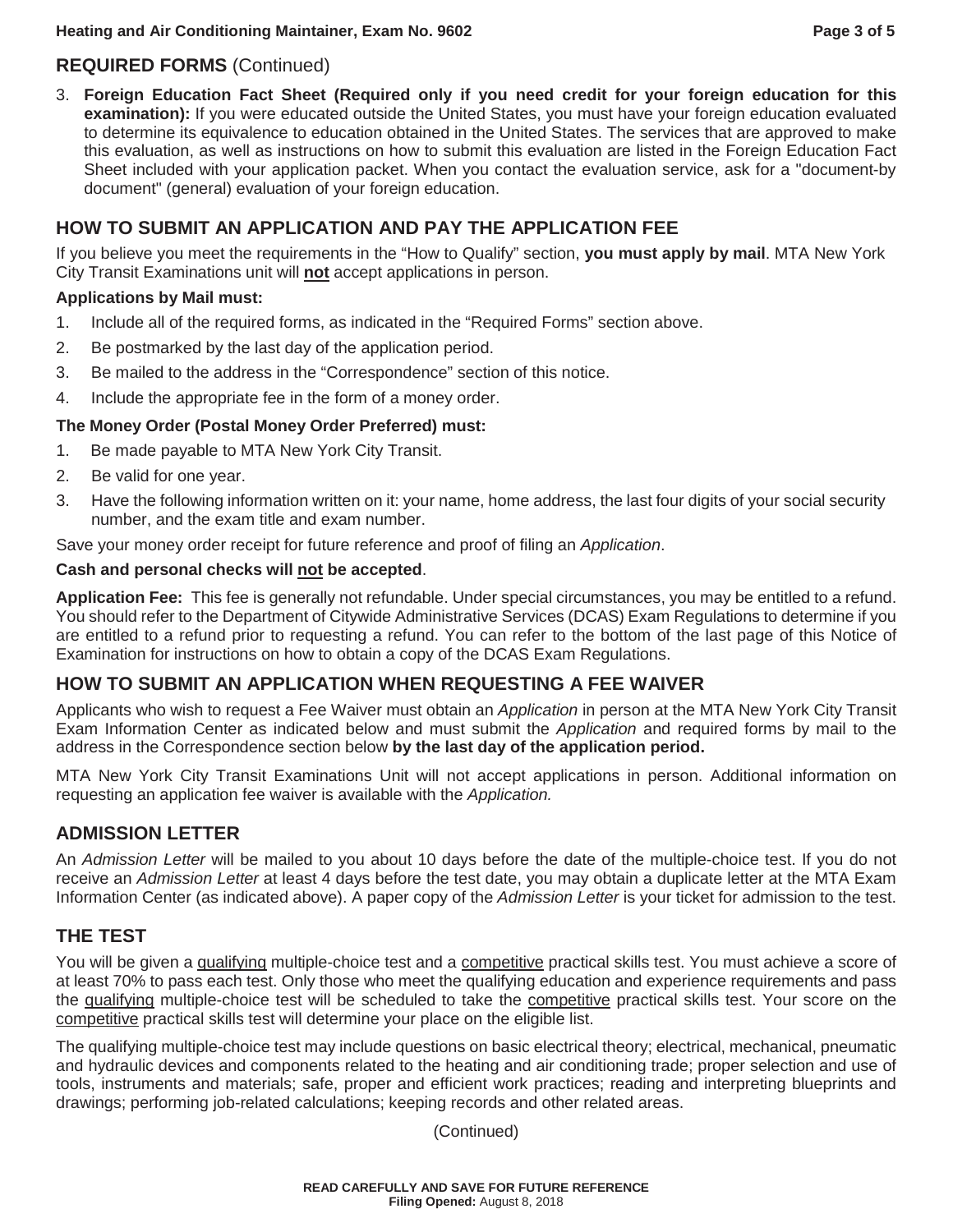## REQUIRED FORMS (Continued)

3. **Foreign Education Fact Sheet (Required only if you need credit for your foreign education for this examination):** If you were educated outside the United States, you must have your foreign education evaluated to determine its equivalence to education obtained in the United States. The services that are approved to make this evaluation, as well as instructions on how to submit this evaluation are listed in the Foreign Education Fact Sheet included with your application packet. When you contact the evaluation service, ask for a "document-by document" (general) evaluation of your foreign education.

## HOW TO SUBMIT AN APPLICATION AND PAY THE APPLICATION FEE

If you believe you meet the requirements in the "How to Qualify" section, **you must apply by mail**. MTA New York City Transit Examinations unit will **not** accept applications in person.

**Applications by Mail must:**

1. Include all of the required forms, as indicated in the "Required Forms" section above.
2. Be postmarked by the last day of the application period.
3. Be mailed to the address in the "Correspondence" section of this notice.
4. Include the appropriate fee in the form of a money order.

**The Money Order (Postal Money Order Preferred) must:**

1. Be made payable to MTA New York City Transit.
2. Be valid for one year.
3. Have the following information written on it: your name, home address, the last four digits of your social security number, and the exam title and exam number.

Save your money order receipt for future reference and proof of filing an *Application*.

**Cash and personal checks will not be accepted**.

**Application Fee:** This fee is generally not refundable. Under special circumstances, you may be entitled to a refund. You should refer to the Department of Citywide Administrative Services (DCAS) Exam Regulations to determine if you are entitled to a refund prior to requesting a refund. You can refer to the bottom of the last page of this Notice of Examination for instructions on how to obtain a copy of the DCAS Exam Regulations.

## HOW TO SUBMIT AN APPLICATION WHEN REQUESTING A FEE WAIVER

Applicants who wish to request a Fee Waiver must obtain an *Application* in person at the MTA New York City Transit Exam Information Center as indicated below and must submit the *Application* and required forms by mail to the address in the Correspondence section below **by the last day of the application period.**

MTA New York City Transit Examinations Unit will not accept applications in person. Additional information on requesting an application fee waiver is available with the *Application.*

## ADMISSION LETTER

An *Admission Letter* will be mailed to you about 10 days before the date of the multiple-choice test. If you do not receive an *Admission Letter* at least 4 days before the test date, you may obtain a duplicate letter at the MTA Exam Information Center (as indicated above). A paper copy of the *Admission Letter* is your ticket for admission to the test.

## THE TEST

You will be given a qualifying multiple-choice test and a competitive practical skills test. You must achieve a score of at least 70% to pass each test. Only those who meet the qualifying education and experience requirements and pass the qualifying multiple-choice test will be scheduled to take the competitive practical skills test. Your score on the competitive practical skills test will determine your place on the eligible list.

The qualifying multiple-choice test may include questions on basic electrical theory; electrical, mechanical, pneumatic and hydraulic devices and components related to the heating and air conditioning trade; proper selection and use of tools, instruments and materials; safe, proper and efficient work practices; reading and interpreting blueprints and drawings; performing job-related calculations; keeping records and other related areas.

(Continued)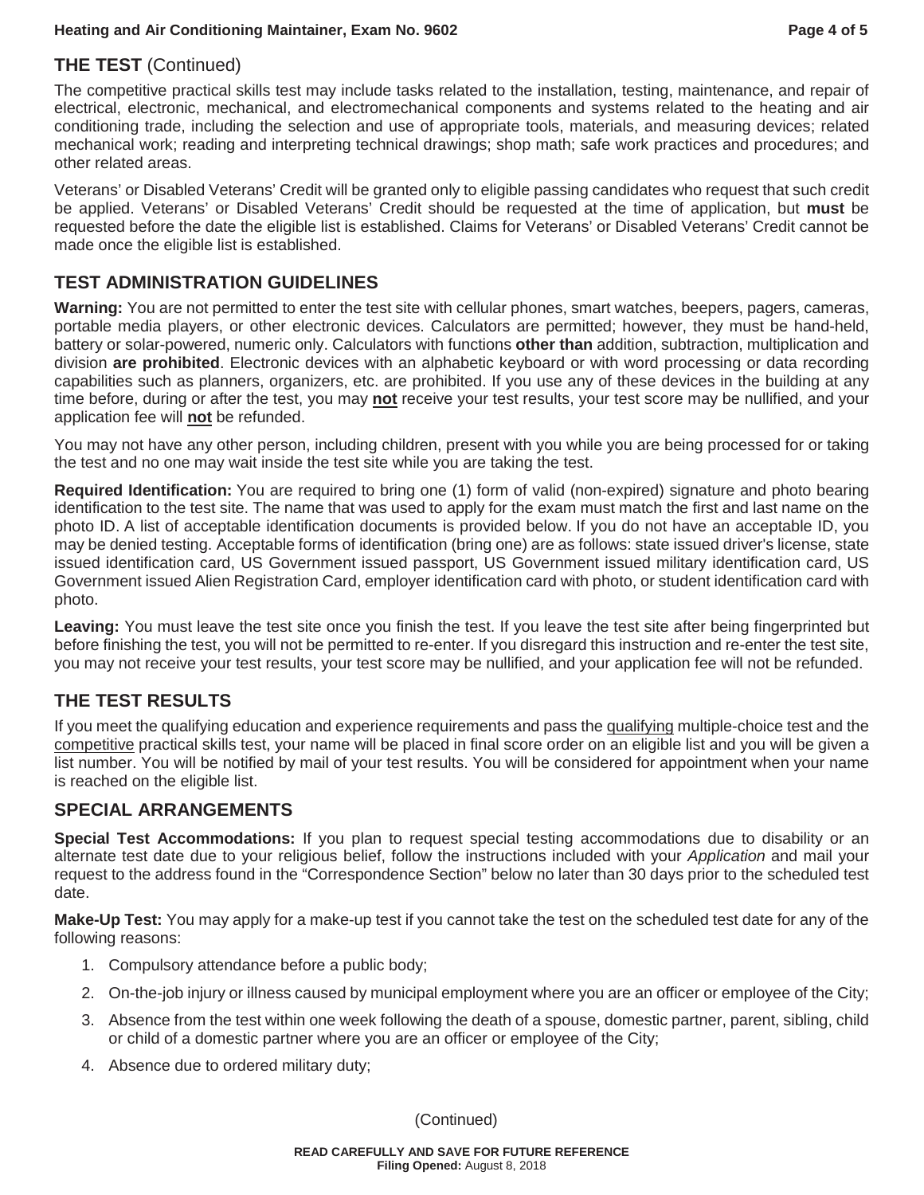## THE TEST (Continued)

The competitive practical skills test may include tasks related to the installation, testing, maintenance, and repair of electrical, electronic, mechanical, and electromechanical components and systems related to the heating and air conditioning trade, including the selection and use of appropriate tools, materials, and measuring devices; related mechanical work; reading and interpreting technical drawings; shop math; safe work practices and procedures; and other related areas.

Veterans' or Disabled Veterans' Credit will be granted only to eligible passing candidates who request that such credit be applied. Veterans' or Disabled Veterans' Credit should be requested at the time of application, but **must** be requested before the date the eligible list is established. Claims for Veterans' or Disabled Veterans' Credit cannot be made once the eligible list is established.

## TEST ADMINISTRATION GUIDELINES

**Warning:** You are not permitted to enter the test site with cellular phones, smart watches, beepers, pagers, cameras, portable media players, or other electronic devices. Calculators are permitted; however, they must be hand-held, battery or solar-powered, numeric only. Calculators with functions **other than** addition, subtraction, multiplication and division **are prohibited**. Electronic devices with an alphabetic keyboard or with word processing or data recording capabilities such as planners, organizers, etc. are prohibited. If you use any of these devices in the building at any time before, during or after the test, you may **not** receive your test results, your test score may be nullified, and your application fee will **not** be refunded.

You may not have any other person, including children, present with you while you are being processed for or taking the test and no one may wait inside the test site while you are taking the test.

**Required Identification:** You are required to bring one (1) form of valid (non-expired) signature and photo bearing identification to the test site. The name that was used to apply for the exam must match the first and last name on the photo ID. A list of acceptable identification documents is provided below. If you do not have an acceptable ID, you may be denied testing. Acceptable forms of identification (bring one) are as follows: state issued driver's license, state issued identification card, US Government issued passport, US Government issued military identification card, US Government issued Alien Registration Card, employer identification card with photo, or student identification card with photo.

**Leaving:** You must leave the test site once you finish the test. If you leave the test site after being fingerprinted but before finishing the test, you will not be permitted to re-enter. If you disregard this instruction and re-enter the test site, you may not receive your test results, your test score may be nullified, and your application fee will not be refunded.

## THE TEST RESULTS

If you meet the qualifying education and experience requirements and pass the qualifying multiple-choice test and the competitive practical skills test, your name will be placed in final score order on an eligible list and you will be given a list number. You will be notified by mail of your test results. You will be considered for appointment when your name is reached on the eligible list.

## SPECIAL ARRANGEMENTS

**Special Test Accommodations:** If you plan to request special testing accommodations due to disability or an alternate test date due to your religious belief, follow the instructions included with your *Application* and mail your request to the address found in the "Correspondence Section" below no later than 30 days prior to the scheduled test date.

**Make-Up Test:** You may apply for a make-up test if you cannot take the test on the scheduled test date for any of the following reasons:

1. Compulsory attendance before a public body;
2. On-the-job injury or illness caused by municipal employment where you are an officer or employee of the City;
3. Absence from the test within one week following the death of a spouse, domestic partner, parent, sibling, child or child of a domestic partner where you are an officer or employee of the City;
4. Absence due to ordered military duty;

(Continued)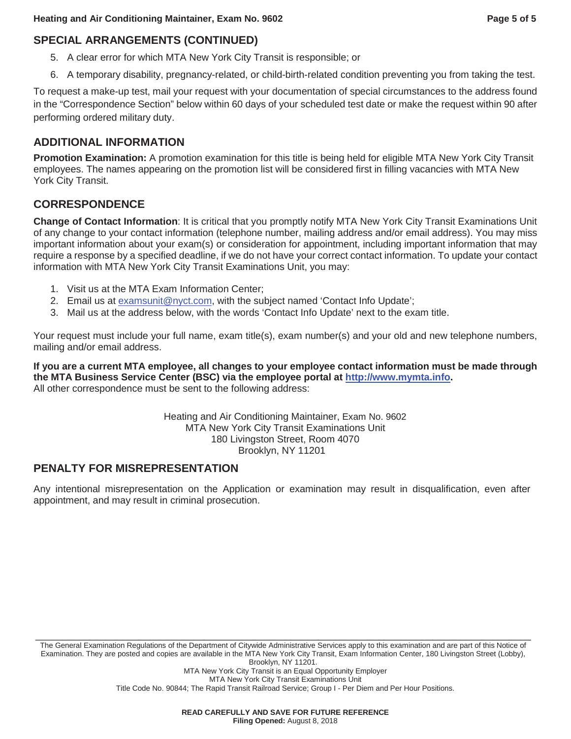## SPECIAL ARRANGEMENTS (CONTINUED)

5. A clear error for which MTA New York City Transit is responsible; or
6. A temporary disability, pregnancy-related, or child-birth-related condition preventing you from taking the test.

To request a make-up test, mail your request with your documentation of special circumstances to the address found in the "Correspondence Section" below within 60 days of your scheduled test date or make the request within 90 after performing ordered military duty.

## ADDITIONAL INFORMATION

**Promotion Examination:** A promotion examination for this title is being held for eligible MTA New York City Transit employees. The names appearing on the promotion list will be considered first in filling vacancies with MTA New York City Transit.

## CORRESPONDENCE

**Change of Contact Information**: It is critical that you promptly notify MTA New York City Transit Examinations Unit of any change to your contact information (telephone number, mailing address and/or email address). You may miss important information about your exam(s) or consideration for appointment, including important information that may require a response by a specified deadline, if we do not have your correct contact information. To update your contact information with MTA New York City Transit Examinations Unit, you may:

1. Visit us at the MTA Exam Information Center;
2. Email us at examsunit@nyct.com, with the subject named 'Contact Info Update';
3. Mail us at the address below, with the words 'Contact Info Update' next to the exam title.

Your request must include your full name, exam title(s), exam number(s) and your old and new telephone numbers, mailing and/or email address.

**If you are a current MTA employee, all changes to your employee contact information must be made through the MTA Business Service Center (BSC) via the employee portal at http://www.mymta.info.**
All other correspondence must be sent to the following address:

Heating and Air Conditioning Maintainer, Exam No. 9602
MTA New York City Transit Examinations Unit
180 Livingston Street, Room 4070
Brooklyn, NY 11201

## PENALTY FOR MISREPRESENTATION

Any intentional misrepresentation on the Application or examination may result in disqualification, even after appointment, and may result in criminal prosecution.

The General Examination Regulations of the Department of Citywide Administrative Services apply to this examination and are part of this Notice of Examination. They are posted and copies are available in the MTA New York City Transit, Exam Information Center, 180 Livingston Street (Lobby), Brooklyn, NY 11201.
MTA New York City Transit is an Equal Opportunity Employer
MTA New York City Transit Examinations Unit
Title Code No. 90844; The Rapid Transit Railroad Service; Group I - Per Diem and Per Hour Positions.

**READ CAREFULLY AND SAVE FOR FUTURE REFERENCE**
**Filing Opened:** August 8, 2018